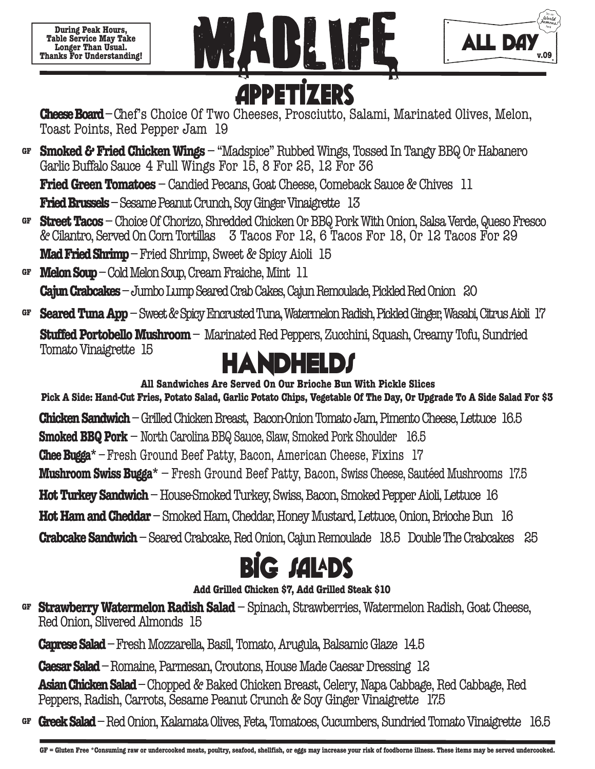During Peak Hours, Table Service May Take Longer Than Usual. Thanks For Understanding!

# MADLIFE

It's In World Famous!

ALL DAY v.09

## APPETIZERS

**Cheese Board** – Chef's Choice Of Two Cheeses, Prosciutto, Salami, Marinated Olives, Melon, Toast Points, Red Pepper Jam 19

GF **Smoked & Fried Chicken Wings** – "Madspice" Rubbed Wings, Tossed In Tangy BBQ Or Habanero Garlic Buffalo Sauce 4 Full Wings For 15, 8 For 25, 12 For 36

**Fried Green Tomatoes** – Candied Pecans, Goat Cheese, Comeback Sauce & Chives 11

**Fried Brussels** – Sesame Peanut Crunch, Soy Ginger Vinaigrette 13

GF **Street Tacos** – Choice Of Chorizo, Shredded Chicken Or BBQ Pork With Onion, Salsa Verde, Queso Fresco & Cilantro, Served On Corn Tortillas 3 Tacos For 12, 6 Tacos For 18, Or 12 Tacos For 29

**Mad Fried Shrimp** – Fried Shrimp, Sweet & Spicy Aioli 15

GF **Melon Soup** – Cold Melon Soup, Cream Fraiche, Mint 11

**Cajun Crabcakes** – Jumbo Lump Seared Crab Cakes, Cajun Remoulade, Pickled Red Onion 20

GF **Seared Tuna App** – Sweet & Spicy Encrusted Tuna, Watermelon Radish, Pickled Ginger, Wasabi, Citrus Aioli 17

**Stuffed Portobello Mushroom** – Marinated Red Peppers, Zucchini, Squash, Creamy Tofu, Sundried Tomato Vinaigrette 15

## HANDHELDS

**All Sandwiches Are Served On Our Brioche Bun With Pickle Slices**
**Pick A Side: Hand-Cut Fries, Potato Salad, Garlic Potato Chips, Vegetable Of The Day, Or Upgrade To A Side Salad For $3**

**Chicken Sandwich** – Grilled Chicken Breast, Bacon-Onion Tomato Jam, Pimento Cheese, Lettuce 16.5

**Smoked BBQ Pork** – North Carolina BBQ Sauce, Slaw, Smoked Pork Shoulder 16.5

**Chee Bugga*** – Fresh Ground Beef Patty, Bacon, American Cheese, Fixins 17

**Mushroom Swiss Bugga*** – Fresh Ground Beef Patty, Bacon, Swiss Cheese, Sautéed Mushrooms 17.5

**Hot Turkey Sandwich** – House-Smoked Turkey, Swiss, Bacon, Smoked Pepper Aioli, Lettuce 16

**Hot Ham and Cheddar** – Smoked Ham, Cheddar, Honey Mustard, Lettuce, Onion, Brioche Bun 16

**Crabcake Sandwich** – Seared Crabcake, Red Onion, Cajun Remoulade 18.5 Double The Crabcakes 25

## BIG SALADS

**Add Grilled Chicken $7, Add Grilled Steak $10**

GF **Strawberry Watermelon Radish Salad** – Spinach, Strawberries, Watermelon Radish, Goat Cheese, Red Onion, Slivered Almonds 15

**Caprese Salad** – Fresh Mozzarella, Basil, Tomato, Arugula, Balsamic Glaze 14.5

**Caesar Salad** – Romaine, Parmesan, Croutons, House Made Caesar Dressing 12

**Asian Chicken Salad** – Chopped & Baked Chicken Breast, Celery, Napa Cabbage, Red Cabbage, Red Peppers, Radish, Carrots, Sesame Peanut Crunch & Soy Ginger Vinaigrette 17.5

GF **Greek Salad** – Red Onion, Kalamata Olives, Feta, Tomatoes, Cucumbers, Sundried Tomato Vinaigrette 16.5

GF = Gluten Free *Consuming raw or undercooked meats, poultry, seafood, shellfish, or eggs may increase your risk of foodborne illness. These items may be served undercooked.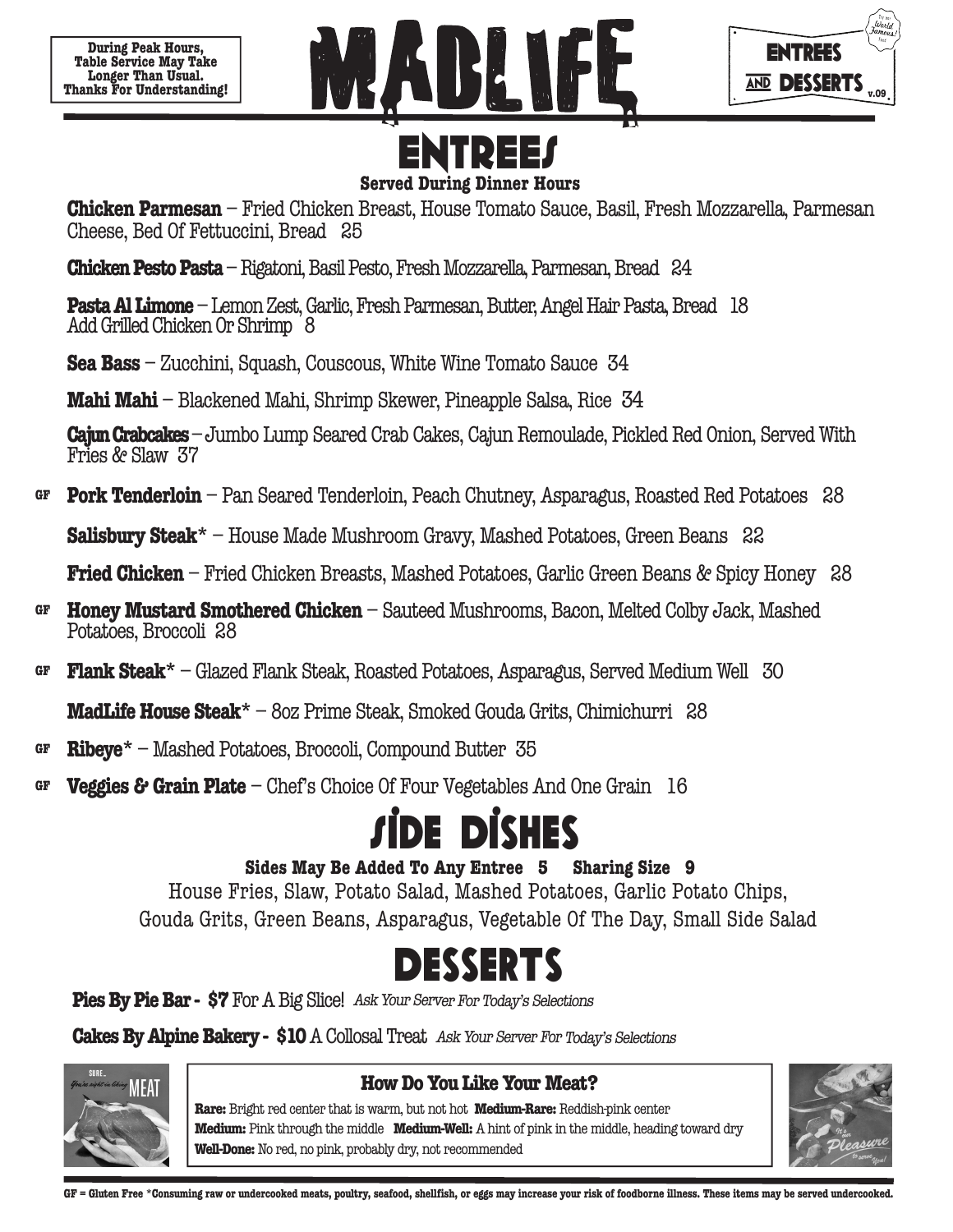During Peak Hours, Table Service May Take Longer Than Usual. Thanks For Understanding!

# MADLIFE

ENTREES AND DESSERTS v.09

## ENTREES

**Served During Dinner Hours**

**Chicken Parmesan** – Fried Chicken Breast, House Tomato Sauce, Basil, Fresh Mozzarella, Parmesan Cheese, Bed Of Fettuccini, Bread 25

**Chicken Pesto Pasta** – Rigatoni, Basil Pesto, Fresh Mozzarella, Parmesan, Bread 24

**Pasta Al Limone** – Lemon Zest, Garlic, Fresh Parmesan, Butter, Angel Hair Pasta, Bread 18
Add Grilled Chicken Or Shrimp 8

**Sea Bass** – Zucchini, Squash, Couscous, White Wine Tomato Sauce 34

**Mahi Mahi** – Blackened Mahi, Shrimp Skewer, Pineapple Salsa, Rice 34

**Cajun Crabcakes** – Jumbo Lump Seared Crab Cakes, Cajun Remoulade, Pickled Red Onion, Served With Fries & Slaw 37

GF **Pork Tenderloin** – Pan Seared Tenderloin, Peach Chutney, Asparagus, Roasted Red Potatoes 28

**Salisbury Steak*** – House Made Mushroom Gravy, Mashed Potatoes, Green Beans 22

**Fried Chicken** – Fried Chicken Breasts, Mashed Potatoes, Garlic Green Beans & Spicy Honey 28

GF **Honey Mustard Smothered Chicken** – Sauteed Mushrooms, Bacon, Melted Colby Jack, Mashed Potatoes, Broccoli 28

GF **Flank Steak*** – Glazed Flank Steak, Roasted Potatoes, Asparagus, Served Medium Well 30

**MadLife House Steak*** – 8oz Prime Steak, Smoked Gouda Grits, Chimichurri 28

GF **Ribeye*** – Mashed Potatoes, Broccoli, Compound Butter 35

GF **Veggies & Grain Plate** – Chef's Choice Of Four Vegetables And One Grain 16

## SIDE DISHES

**Sides May Be Added To Any Entree 5 Sharing Size 9**

House Fries, Slaw, Potato Salad, Mashed Potatoes, Garlic Potato Chips, Gouda Grits, Green Beans, Asparagus, Vegetable Of The Day, Small Side Salad

## DESSERTS

**Pies By Pie Bar - $7** For A Big Slice! *Ask Your Server For Today's Selections*

**Cakes By Alpine Bakery - $10** A Collosal Treat *Ask Your Server For Today's Selections*

### How Do You Like Your Meat?

**Rare:** Bright red center that is warm, but not hot **Medium-Rare:** Reddish-pink center
**Medium:** Pink through the middle **Medium-Well:** A hint of pink in the middle, heading toward dry
**Well-Done:** No red, no pink, probably dry, not recommended

GF = Gluten Free *Consuming raw or undercooked meats, poultry, seafood, shellfish, or eggs may increase your risk of foodborne illness. These items may be served undercooked.